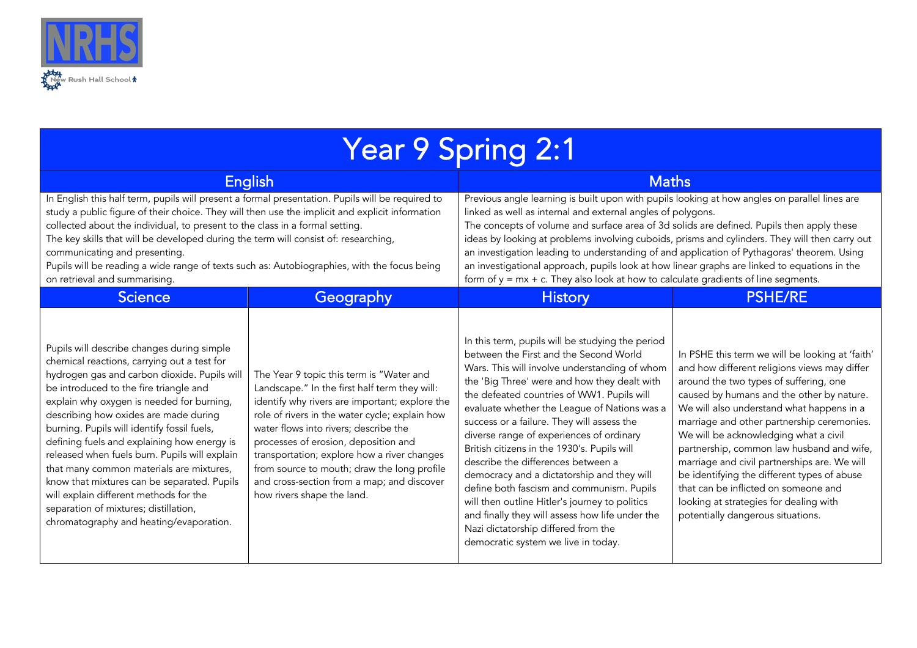NRHS

New Rush Hall School

# Year 9 Spring 2:1

## English

In English this half term, pupils will present a formal presentation. Pupils will be required to study a public figure of their choice. They will then use the implicit and explicit information collected about the individual, to present to the class in a formal setting.

The key skills that will be developed during the term will consist of: researching, communicating and presenting.

Pupils will be reading a wide range of texts such as: Autobiographies, with the focus being on retrieval and summarising.

## Maths

Previous angle learning is built upon with pupils looking at how angles on parallel lines are linked as well as internal and external angles of polygons.

The concepts of volume and surface area of 3d solids are defined. Pupils then apply these ideas by looking at problems involving cuboids, prisms and cylinders. They will then carry out an investigation leading to understanding of and application of Pythagoras' theorem. Using an investigational approach, pupils look at how linear graphs are linked to equations in the form of $y = mx + c$. They also look at how to calculate gradients of line segments.

## Science

Pupils will describe changes during simple chemical reactions, carrying out a test for hydrogen gas and carbon dioxide. Pupils will be introduced to the fire triangle and explain why oxygen is needed for burning, describing how oxides are made during burning. Pupils will identify fossil fuels, defining fuels and explaining how energy is released when fuels burn. Pupils will explain that many common materials are mixtures, know that mixtures can be separated. Pupils will explain different methods for the separation of mixtures; distillation, chromatography and heating/evaporation.

## Geography

The Year 9 topic this term is "Water and Landscape." In the first half term they will: identify why rivers are important; explore the role of rivers in the water cycle; explain how water flows into rivers; describe the processes of erosion, deposition and transportation; explore how a river changes from source to mouth; draw the long profile and cross-section from a map; and discover how rivers shape the land.

## History

In this term, pupils will be studying the period between the First and the Second World Wars. This will involve understanding of whom the 'Big Three' were and how they dealt with the defeated countries of WW1. Pupils will evaluate whether the League of Nations was a success or a failure. They will assess the diverse range of experiences of ordinary British citizens in the 1930's. Pupils will describe the differences between a democracy and a dictatorship and they will define both fascism and communism. Pupils will then outline Hitler's journey to politics and finally they will assess how life under the Nazi dictatorship differed from the democratic system we live in today.

## PSHE/RE

In PSHE this term we will be looking at 'faith' and how different religions views may differ around the two types of suffering, one caused by humans and the other by nature. We will also understand what happens in a marriage and other partnership ceremonies. We will be acknowledging what a civil partnership, common law husband and wife, marriage and civil partnerships are. We will be identifying the different types of abuse that can be inflicted on someone and looking at strategies for dealing with potentially dangerous situations.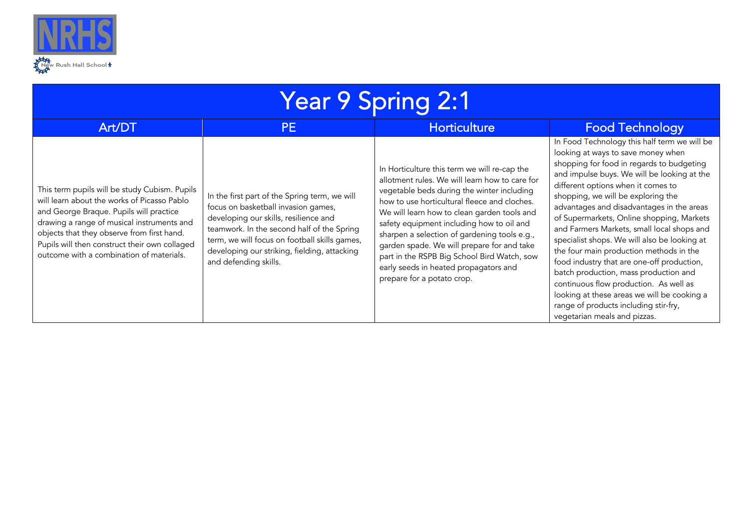NRHS

New Rush Hall School

# Year 9 Spring 2:1

| Art/DT | PE | Horticulture | Food Technology |
| --- | --- | --- | --- |
| This term pupils will be study Cubism. Pupils will learn about the works of Picasso Pablo and George Braque. Pupils will practice drawing a range of musical instruments and objects that they observe from first hand. Pupils will then construct their own collaged outcome with a combination of materials. | In the first part of the Spring term, we will focus on basketball invasion games, developing our skills, resilience and teamwork. In the second half of the Spring term, we will focus on football skills games, developing our striking, fielding, attacking and defending skills. | In Horticulture this term we will re-cap the allotment rules. We will learn how to care for vegetable beds during the winter including how to use horticultural fleece and cloches. We will learn how to clean garden tools and safety equipment including how to oil and sharpen a selection of gardening tools e.g., garden spade. We will prepare for and take part in the RSPB Big School Bird Watch, sow early seeds in heated propagators and prepare for a potato crop. | In Food Technology this half term we will be looking at ways to save money when shopping for food in regards to budgeting and impulse buys. We will be looking at the different options when it comes to shopping, we will be exploring the advantages and disadvantages in the areas of Supermarkets, Online shopping, Markets and Farmers Markets, small local shops and specialist shops. We will also be looking at the four main production methods in the food industry that are one-off production, batch production, mass production and continuous flow production. As well as looking at these areas we will be cooking a range of products including stir-fry, vegetarian meals and pizzas. |